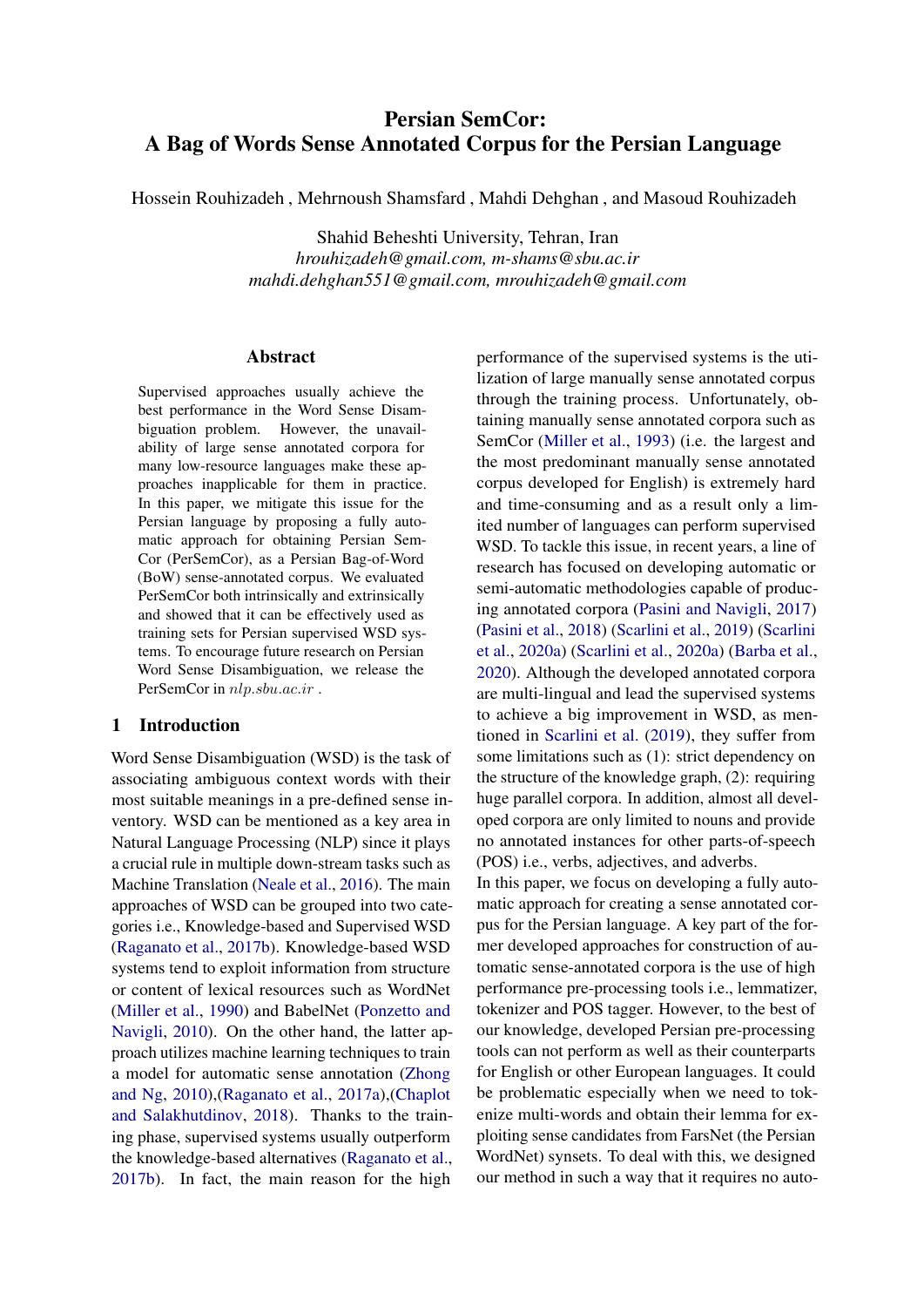# Persian SemCor: A Bag of Words Sense Annotated Corpus for the Persian Language

Hossein Rouhizadeh , Mehrnoush Shamsfard , Mahdi Dehghan , and Masoud Rouhizadeh

Shahid Beheshti University, Tehran, Iran
*hrouhizadeh@gmail.com, m-shams@sbu.ac.ir*
*mahdi.dehghan551@gmail.com, mrouhizadeh@gmail.com*

## Abstract

Supervised approaches usually achieve the best performance in the Word Sense Disambiguation problem. However, the unavailability of large sense annotated corpora for many low-resource languages make these approaches inapplicable for them in practice. In this paper, we mitigate this issue for the Persian language by proposing a fully automatic approach for obtaining Persian SemCor (PerSemCor), as a Persian Bag-of-Word (BoW) sense-annotated corpus. We evaluated PerSemCor both intrinsically and extrinsically and showed that it can be effectively used as training sets for Persian supervised WSD systems. To encourage future research on Persian Word Sense Disambiguation, we release the PerSemCor in $nlp.sbu.ac.ir$ .

## 1 Introduction

Word Sense Disambiguation (WSD) is the task of associating ambiguous context words with their most suitable meanings in a pre-defined sense inventory. WSD can be mentioned as a key area in Natural Language Processing (NLP) since it plays a crucial rule in multiple down-stream tasks such as Machine Translation (Neale et al., 2016). The main approaches of WSD can be grouped into two categories i.e., Knowledge-based and Supervised WSD (Raganato et al., 2017b). Knowledge-based WSD systems tend to exploit information from structure or content of lexical resources such as WordNet (Miller et al., 1990) and BabelNet (Ponzetto and Navigli, 2010). On the other hand, the latter approach utilizes machine learning techniques to train a model for automatic sense annotation (Zhong and Ng, 2010),(Raganato et al., 2017a),(Chaplot and Salakhutdinov, 2018). Thanks to the training phase, supervised systems usually outperform the knowledge-based alternatives (Raganato et al., 2017b). In fact, the main reason for the high performance of the supervised systems is the utilization of large manually sense annotated corpus through the training process. Unfortunately, obtaining manually sense annotated corpora such as SemCor (Miller et al., 1993) (i.e. the largest and the most predominant manually sense annotated corpus developed for English) is extremely hard and time-consuming and as a result only a limited number of languages can perform supervised WSD. To tackle this issue, in recent years, a line of research has focused on developing automatic or semi-automatic methodologies capable of producing annotated corpora (Pasini and Navigli, 2017) (Pasini et al., 2018) (Scarlini et al., 2019) (Scarlini et al., 2020a) (Scarlini et al., 2020a) (Barba et al., 2020). Although the developed annotated corpora are multi-lingual and lead the supervised systems to achieve a big improvement in WSD, as mentioned in Scarlini et al. (2019), they suffer from some limitations such as (1): strict dependency on the structure of the knowledge graph, (2): requiring huge parallel corpora. In addition, almost all developed corpora are only limited to nouns and provide no annotated instances for other parts-of-speech (POS) i.e., verbs, adjectives, and adverbs.

In this paper, we focus on developing a fully automatic approach for creating a sense annotated corpus for the Persian language. A key part of the former developed approaches for construction of automatic sense-annotated corpora is the use of high performance pre-processing tools i.e., lemmatizer, tokenizer and POS tagger. However, to the best of our knowledge, developed Persian pre-processing tools can not perform as well as their counterparts for English or other European languages. It could be problematic especially when we need to tokenize multi-words and obtain their lemma for exploiting sense candidates from FarsNet (the Persian WordNet) synsets. To deal with this, we designed our method in such a way that it requires no auto-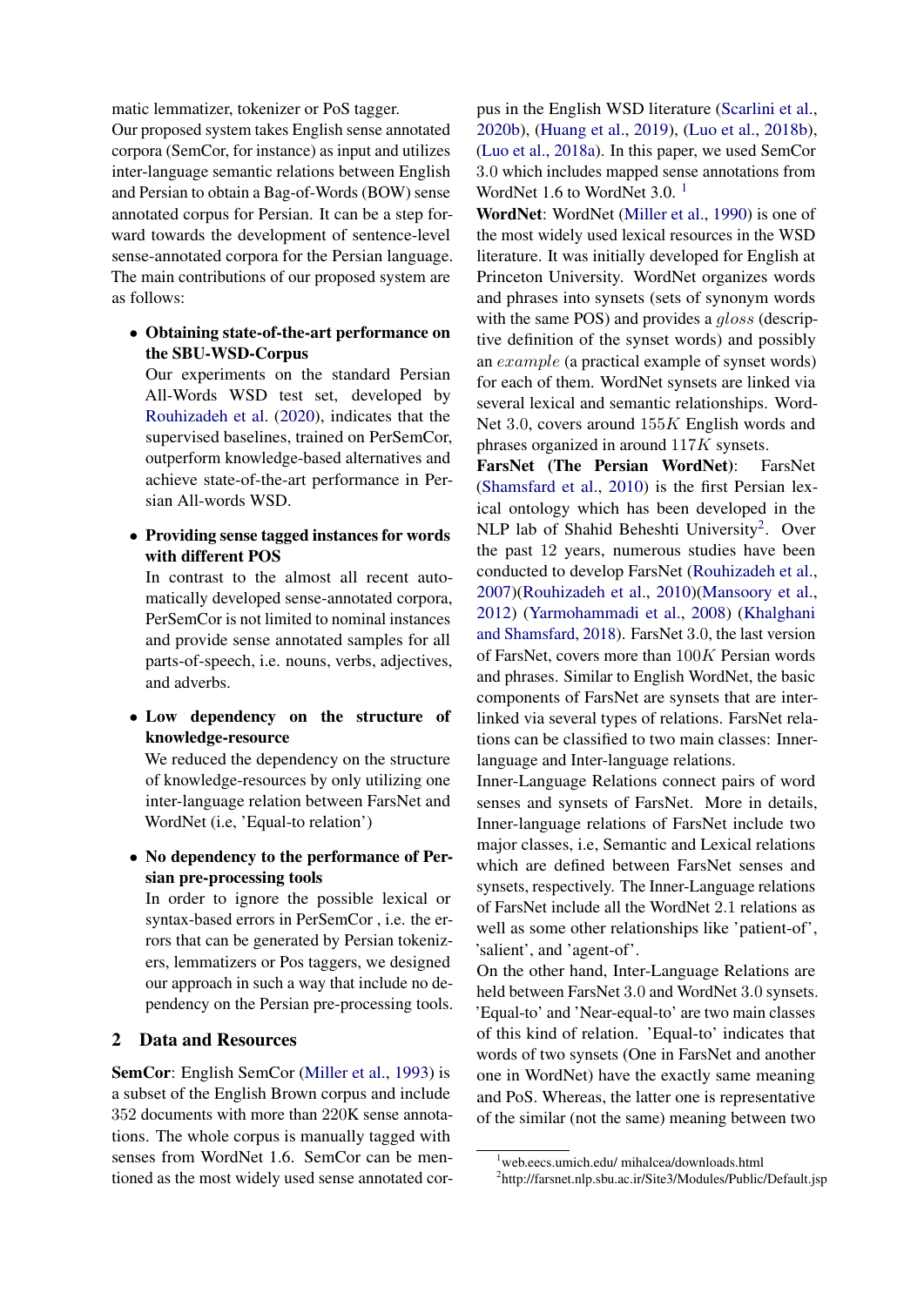matic lemmatizer, tokenizer or PoS tagger.

Our proposed system takes English sense annotated corpora (SemCor, for instance) as input and utilizes inter-language semantic relations between English and Persian to obtain a Bag-of-Words (BOW) sense annotated corpus for Persian. It can be a step forward towards the development of sentence-level sense-annotated corpora for the Persian language. The main contributions of our proposed system are as follows:

- **Obtaining state-of-the-art performance on the SBU-WSD-Corpus**
  Our experiments on the standard Persian All-Words WSD test set, developed by Rouhizadeh et al. (2020), indicates that the supervised baselines, trained on PerSemCor, outperform knowledge-based alternatives and achieve state-of-the-art performance in Persian All-words WSD.

- **Providing sense tagged instances for words with different POS**
  In contrast to the almost all recent automatically developed sense-annotated corpora, PerSemCor is not limited to nominal instances and provide sense annotated samples for all parts-of-speech, i.e. nouns, verbs, adjectives, and adverbs.

- **Low dependency on the structure of knowledge-resource**
  We reduced the dependency on the structure of knowledge-resources by only utilizing one inter-language relation between FarsNet and WordNet (i.e, 'Equal-to relation')

- **No dependency to the performance of Persian pre-processing tools**
  In order to ignore the possible lexical or syntax-based errors in PerSemCor , i.e. the errors that can be generated by Persian tokenizers, lemmatizers or Pos taggers, we designed our approach in such a way that include no dependency on the Persian pre-processing tools.

## 2 Data and Resources

**SemCor**: English SemCor (Miller et al., 1993) is a subset of the English Brown corpus and include 352 documents with more than 220K sense annotations. The whole corpus is manually tagged with senses from WordNet 1.6. SemCor can be mentioned as the most widely used sense annotated corpus in the English WSD literature (Scarlini et al., 2020b), (Huang et al., 2019), (Luo et al., 2018b), (Luo et al., 2018a). In this paper, we used SemCor 3.0 which includes mapped sense annotations from WordNet 1.6 to WordNet 3.0. [1]

**WordNet**: WordNet (Miller et al., 1990) is one of the most widely used lexical resources in the WSD literature. It was initially developed for English at Princeton University. WordNet organizes words and phrases into synsets (sets of synonym words with the same POS) and provides a *gloss* (descriptive definition of the synset words) and possibly an *example* (a practical example of synset words) for each of them. WordNet synsets are linked via several lexical and semantic relationships. WordNet 3.0, covers around $155K$ English words and phrases organized in around $117K$ synsets.

**FarsNet (The Persian WordNet)**: FarsNet (Shamsfard et al., 2010) is the first Persian lexical ontology which has been developed in the NLP lab of Shahid Beheshti University[2]. Over the past 12 years, numerous studies have been conducted to develop FarsNet (Rouhizadeh et al., 2007)(Rouhizadeh et al., 2010)(Mansoory et al., 2012) (Yarmohammadi et al., 2008) (Khalghani and Shamsfard, 2018). FarsNet 3.0, the last version of FarsNet, covers more than $100K$ Persian words and phrases. Similar to English WordNet, the basic components of FarsNet are synsets that are interlinked via several types of relations. FarsNet relations can be classified to two main classes: Inner-language and Inter-language relations.

Inner-Language Relations connect pairs of word senses and synsets of FarsNet. More in details, Inner-language relations of FarsNet include two major classes, i.e, Semantic and Lexical relations which are defined between FarsNet senses and synsets, respectively. The Inner-Language relations of FarsNet include all the WordNet 2.1 relations as well as some other relationships like 'patient-of', 'salient', and 'agent-of'.

On the other hand, Inter-Language Relations are held between FarsNet 3.0 and WordNet 3.0 synsets. 'Equal-to' and 'Near-equal-to' are two main classes of this kind of relation. 'Equal-to' indicates that words of two synsets (One in FarsNet and another one in WordNet) have the exactly same meaning and PoS. Whereas, the latter one is representative of the similar (not the same) meaning between two

[1] web.eecs.umich.edu/ mihalcea/downloads.html

[2] http://farsnet.nlp.sbu.ac.ir/Site3/Modules/Public/Default.jsp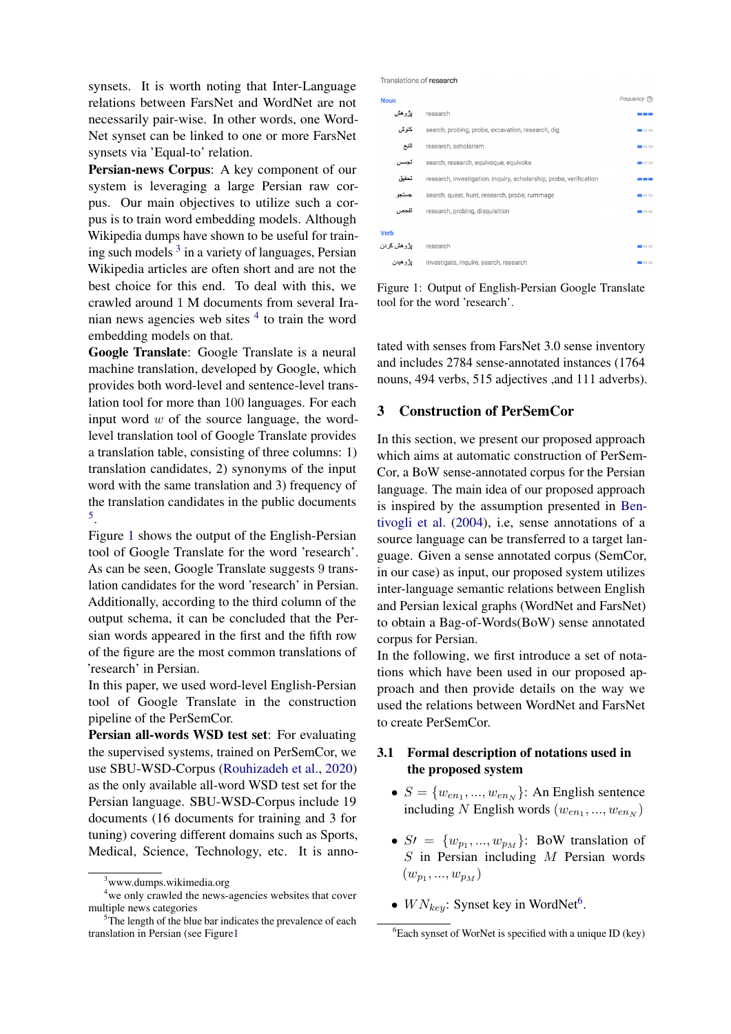synsets. It is worth noting that Inter-Language relations between FarsNet and WordNet are not necessarily pair-wise. In other words, one WordNet synset can be linked to one or more FarsNet synsets via 'Equal-to' relation.

**Persian-news Corpus**: A key component of our system is leveraging a large Persian raw corpus. Our main objectives to utilize such a corpus is to train word embedding models. Although Wikipedia dumps have shown to be useful for training such models [3] in a variety of languages, Persian Wikipedia articles are often short and are not the best choice for this end. To deal with this, we crawled around 1 M documents from several Iranian news agencies web sites [4] to train the word embedding models on that.

**Google Translate**: Google Translate is a neural machine translation, developed by Google, which provides both word-level and sentence-level translation tool for more than 100 languages. For each input word $w$ of the source language, the word-level translation tool of Google Translate provides a translation table, consisting of three columns: 1) translation candidates, 2) synonyms of the input word with the same translation and 3) frequency of the translation candidates in the public documents [5].

Figure 1 shows the output of the English-Persian tool of Google Translate for the word 'research'. As can be seen, Google Translate suggests 9 translation candidates for the word 'research' in Persian. Additionally, according to the third column of the output schema, it can be concluded that the Persian words appeared in the first and the fifth row of the figure are the most common translations of 'research' in Persian.

In this paper, we used word-level English-Persian tool of Google Translate in the construction pipeline of the PerSemCor.

**Persian all-words WSD test set**: For evaluating the supervised systems, trained on PerSemCor, we use SBU-WSD-Corpus (Rouhizadeh et al., 2020) as the only available all-word WSD test set for the Persian language. SBU-WSD-Corpus include 19 documents (16 documents for training and 3 for tuning) covering different domains such as Sports, Medical, Science, Technology, etc. It is annotated with senses from FarsNet 3.0 sense inventory and includes 2784 sense-annotated instances (1764 nouns, 494 verbs, 515 adjectives ,and 111 adverbs).

Translations of research

| | | Frequency |
|---|---|---|
| **Noun** | | |
| پژوهش | research | |
| کاوش | search, probing, probe, excavation, research, dig | |
| تتبع | research, scholarism | |
| تجسس | search, research, equivoque, equivoke | |
| تحقیق | research, investigation, inquiry, scholarship, probe, verification | |
| جستجو | search, quest, hunt, research, probe, rummage | |
| تفحص | research, probing, disquisition | |
| **Verb** | | |
| پژوهش کردن | research | |
| پژوهیدن | investigate, inquire, search, research | |

Figure 1: Output of English-Persian Google Translate tool for the word 'research'.

## 3 Construction of PerSemCor

In this section, we present our proposed approach which aims at automatic construction of PerSemCor, a BoW sense-annotated corpus for the Persian language. The main idea of our proposed approach is inspired by the assumption presented in Bentivogli et al. (2004), i.e, sense annotations of a source language can be transferred to a target language. Given a sense annotated corpus (SemCor, in our case) as input, our proposed system utilizes inter-language semantic relations between English and Persian lexical graphs (WordNet and FarsNet) to obtain a Bag-of-Words(BoW) sense annotated corpus for Persian.

In the following, we first introduce a set of notations which have been used in our proposed approach and then provide details on the way we used the relations between WordNet and FarsNet to create PerSemCor.

### 3.1 Formal description of notations used in the proposed system

- $S = \{w_{en_1}, ..., w_{en_N}\}$: An English sentence including $N$ English words $(w_{en_1}, ..., w_{en_N})$
- $S\prime = \{w_{p_1}, ..., w_{p_M}\}$: BoW translation of $S$ in Persian including $M$ Persian words $(w_{p_1}, ..., w_{p_M})$
- $WN_{key}$: Synset key in WordNet[6].

[3] www.dumps.wikimedia.org

[4] we only crawled the news-agencies websites that cover multiple news categories

[5] The length of the blue bar indicates the prevalence of each translation in Persian (see Figure1)

[6] Each synset of WorNet is specified with a unique ID (key)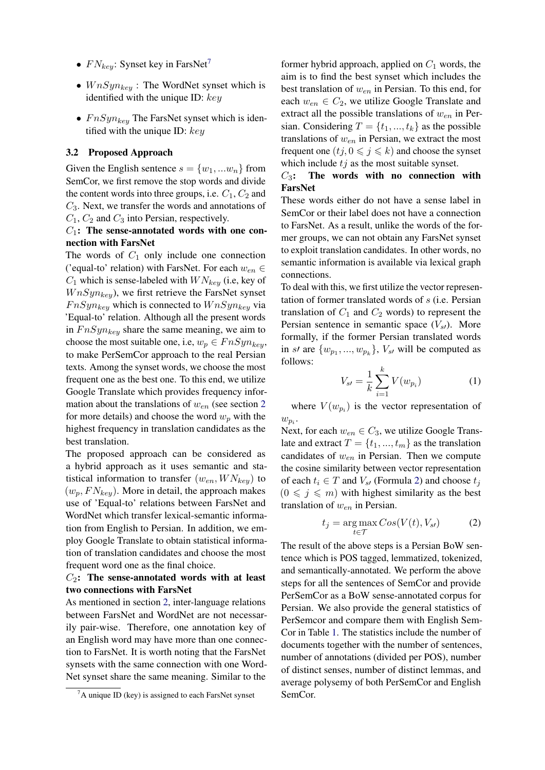- $FN_{key}$: Synset key in FarsNet[7]
- $WnSyn_{key}$ : The WordNet synset which is identified with the unique ID: $key$
- $FnSyn_{key}$ The FarsNet synset which is identified with the unique ID: $key$

### 3.2 Proposed Approach

Given the English sentence $s = \{w_1, ...w_n\}$ from SemCor, we first remove the stop words and divide the content words into three groups, i.e. $C_1$, $C_2$ and $C_3$. Next, we transfer the words and annotations of $C_1$, $C_2$ and $C_3$ into Persian, respectively.

**$C_1$: The sense-annotated words with one connection with FarsNet**

The words of $C_1$ only include one connection ('equal-to' relation) with FarsNet. For each $w_{en} \in C_1$ which is sense-labeled with $WN_{key}$ (i.e, key of $WnSyn_{key}$), we first retrieve the FarsNet synset $FnSyn_{key}$ which is connected to $WnSyn_{key}$ via 'Equal-to' relation. Although all the present words in $FnSyn_{key}$ share the same meaning, we aim to choose the most suitable one, i.e, $w_p \in FnSyn_{key}$, to make PerSemCor approach to the real Persian texts. Among the synset words, we choose the most frequent one as the best one. To this end, we utilize Google Translate which provides frequency information about the translations of $w_{en}$ (see section 2 for more details) and choose the word $w_p$ with the highest frequency in translation candidates as the best translation.

The proposed approach can be considered as a hybrid approach as it uses semantic and statistical information to transfer $(w_{en}, WN_{key})$ to $(w_p, FN_{key})$. More in detail, the approach makes use of 'Equal-to' relations between FarsNet and WordNet which transfer lexical-semantic information from English to Persian. In addition, we employ Google Translate to obtain statistical information of translation candidates and choose the most frequent word one as the final choice.

**$C_2$: The sense-annotated words with at least two connections with FarsNet**

As mentioned in section 2, inter-language relations between FarsNet and WordNet are not necessarily pair-wise. Therefore, one annotation key of an English word may have more than one connection to FarsNet. It is worth noting that the FarsNet synsets with the same connection with one WordNet synset share the same meaning. Similar to the former hybrid approach, applied on $C_1$ words, the aim is to find the best synset which includes the best translation of $w_{en}$ in Persian. To this end, for each $w_{en} \in C_2$, we utilize Google Translate and extract all the possible translations of $w_{en}$ in Persian. Considering $T = \{t_1, ..., t_k\}$ as the possible translations of $w_{en}$ in Persian, we extract the most frequent one $(tj, 0 \leqslant j \leqslant k)$ and choose the synset which include $tj$ as the most suitable synset.

**$C_3$: The words with no connection with FarsNet**

These words either do not have a sense label in SemCor or their label does not have a connection to FarsNet. As a result, unlike the words of the former groups, we can not obtain any FarsNet synset to exploit translation candidates. In other words, no semantic information is available via lexical graph connections.

To deal with this, we first utilize the vector representation of former translated words of $s$ (i.e. Persian translation of $C_1$ and $C_2$ words) to represent the Persian sentence in semantic space ($V_{s\prime}$). More formally, if the former Persian translated words in $s\prime$ are $\{w_{p_1}, ..., w_{p_k}\}$, $V_{s\prime}$ will be computed as follows:

$$V_{s\prime} = \frac{1}{k} \sum_{i=1}^{k} V(w_{p_i}) \tag{1}$$

where $V(w_{p_i})$ is the vector representation of $w_{p_i}$.

Next, for each $w_{en} \in C_3$, we utilize Google Translate and extract $T = \{t_1, ..., t_m\}$ as the translation candidates of $w_{en}$ in Persian. Then we compute the cosine similarity between vector representation of each $t_i \in T$ and $V_{s\prime}$ (Formula 2) and choose $t_j$ $(0 \leqslant j \leqslant m)$ with highest similarity as the best translation of $w_{en}$ in Persian.

$$t_j = \arg\max_{t \in \mathcal{T}} Cos(V(t), V_{s\prime}) \tag{2}$$

The result of the above steps is a Persian BoW sentence which is POS tagged, lemmatized, tokenized, and semantically-annotated. We perform the above steps for all the sentences of SemCor and provide PerSemCor as a BoW sense-annotated corpus for Persian. We also provide the general statistics of PerSemcor and compare them with English SemCor in Table 1. The statistics include the number of documents together with the number of sentences, number of annotations (divided per POS), number of distinct senses, number of distinct lemmas, and average polysemy of both PerSemCor and English SemCor.

[7] A unique ID (key) is assigned to each FarsNet synset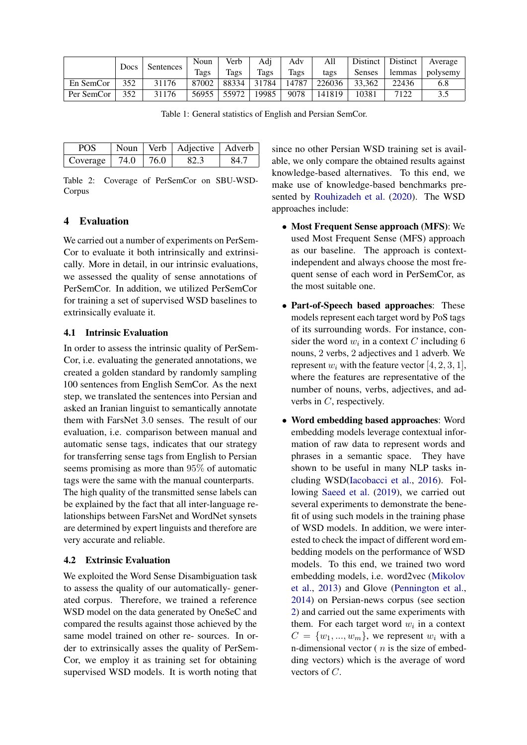| | Docs | Sentences | Noun Tags | Verb Tags | Adj Tags | Adv Tags | All tags | Distinct Senses | Distinct lemmas | Average polysemy |
|---|---|---|---|---|---|---|---|---|---|---|
| En SemCor | 352 | 31176 | 87002 | 88334 | 31784 | 14787 | 226036 | 33,362 | 22436 | 6.8 |
| Per SemCor | 352 | 31176 | 56955 | 55972 | 19985 | 9078 | 141819 | 10381 | 7122 | 3.5 |

Table 1: General statistics of English and Persian SemCor.

| POS | Noun | Verb | Adjective | Adverb |
|---|---|---|---|---|
| Coverage | 74.0 | 76.0 | 82.3 | 84.7 |

Table 2: Coverage of PerSemCor on SBU-WSD-Corpus

## 4 Evaluation

We carried out a number of experiments on PerSemCor to evaluate it both intrinsically and extrinsically. More in detail, in our intrinsic evaluations, we assessed the quality of sense annotations of PerSemCor. In addition, we utilized PerSemCor for training a set of supervised WSD baselines to extrinsically evaluate it.

### 4.1 Intrinsic Evaluation

In order to assess the intrinsic quality of PerSemCor, i.e. evaluating the generated annotations, we created a golden standard by randomly sampling 100 sentences from English SemCor. As the next step, we translated the sentences into Persian and asked an Iranian linguist to semantically annotate them with FarsNet 3.0 senses. The result of our evaluation, i.e. comparison between manual and automatic sense tags, indicates that our strategy for transferring sense tags from English to Persian seems promising as more than 95% of automatic tags were the same with the manual counterparts. The high quality of the transmitted sense labels can be explained by the fact that all inter-language relationships between FarsNet and WordNet synsets are determined by expert linguists and therefore are very accurate and reliable.

### 4.2 Extrinsic Evaluation

We exploited the Word Sense Disambiguation task to assess the quality of our automatically- generated corpus. Therefore, we trained a reference WSD model on the data generated by OneSeC and compared the results against those achieved by the same model trained on other re- sources. In order to extrinsically asses the quality of PerSemCor, we employ it as training set for obtaining supervised WSD models. It is worth noting that since no other Persian WSD training set is available, we only compare the obtained results against knowledge-based alternatives. To this end, we make use of knowledge-based benchmarks presented by Rouhizadeh et al. (2020). The WSD approaches include:

- **Most Frequent Sense approach (MFS)**: We used Most Frequent Sense (MFS) approach as our baseline. The approach is context-independent and always choose the most frequent sense of each word in PerSemCor, as the most suitable one.
- **Part-of-Speech based approaches**: These models represent each target word by PoS tags of its surrounding words. For instance, consider the word $w_i$ in a context $C$ including 6 nouns, 2 verbs, 2 adjectives and 1 adverb. We represent $w_i$ with the feature vector $[4, 2, 3, 1]$, where the features are representative of the number of nouns, verbs, adjectives, and adverbs in $C$, respectively.
- **Word embedding based approaches**: Word embedding models leverage contextual information of raw data to represent words and phrases in a semantic space. They have shown to be useful in many NLP tasks including WSD(Iacobacci et al., 2016). Following Saeed et al. (2019), we carried out several experiments to demonstrate the benefit of using such models in the training phase of WSD models. In addition, we were interested to check the impact of different word embedding models on the performance of WSD models. To this end, we trained two word embedding models, i.e. word2vec (Mikolov et al., 2013) and Glove (Pennington et al., 2014) on Persian-news corpus (see section 2) and carried out the same experiments with them. For each target word $w_i$ in a context $C = \{w_1, ..., w_m\}$, we represent $w_i$ with a n-dimensional vector ( $n$ is the size of embedding vectors) which is the average of word vectors of $C$.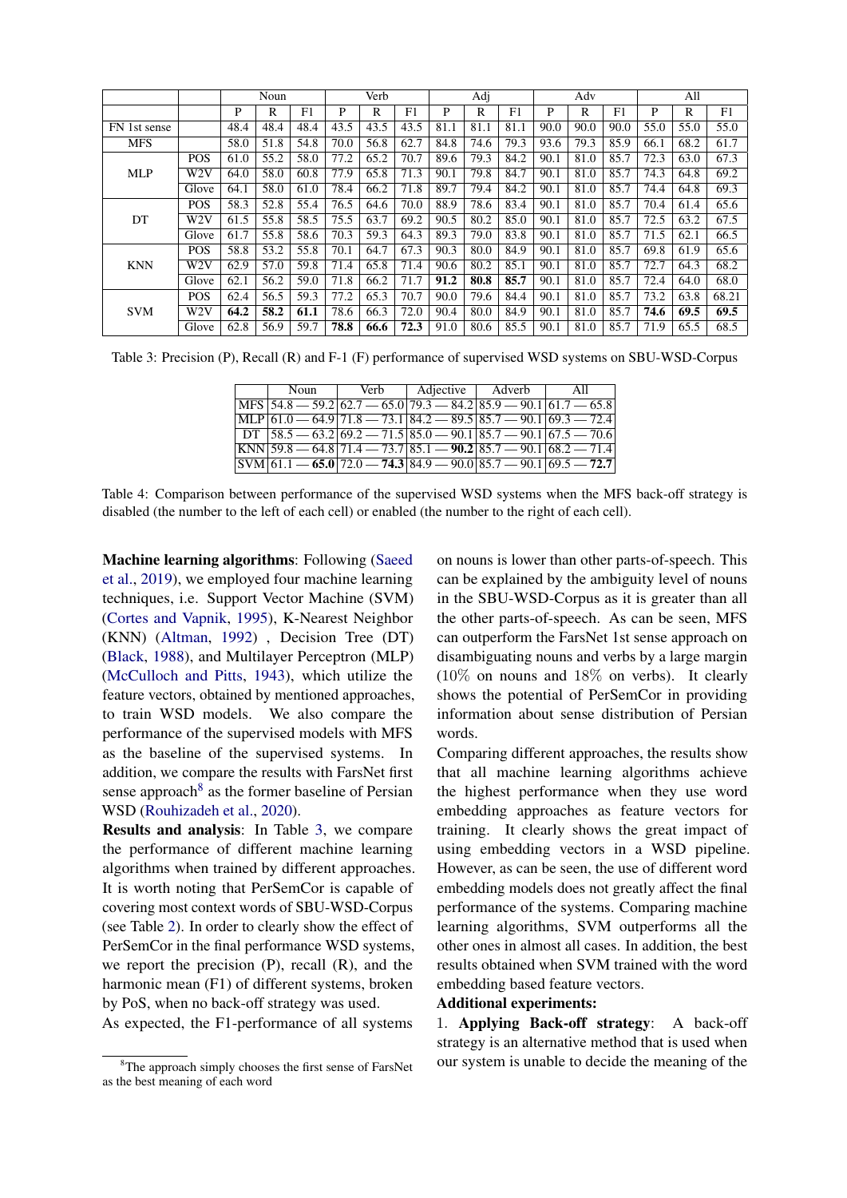| | | Noun | | | Verb | | | Adj | | | Adv | | | All | | |
|---|---|---|---|---|---|---|---|---|---|---|---|---|---|---|---|---|
| | | P | R | F1 | P | R | F1 | P | R | F1 | P | R | F1 | P | R | F1 |
| FN 1st sense | | 48.4 | 48.4 | 48.4 | 43.5 | 43.5 | 43.5 | 81.1 | 81.1 | 81.1 | 90.0 | 90.0 | 90.0 | 55.0 | 55.0 | 55.0 |
| MFS | | 58.0 | 51.8 | 54.8 | 70.0 | 56.8 | 62.7 | 84.8 | 74.6 | 79.3 | 93.6 | 79.3 | 85.9 | 66.1 | 68.2 | 61.7 |
| MLP | POS | 61.0 | 55.2 | 58.0 | 77.2 | 65.2 | 70.7 | 89.6 | 79.3 | 84.2 | 90.1 | 81.0 | 85.7 | 72.3 | 63.0 | 67.3 |
| | W2V | 64.0 | 58.0 | 60.8 | 77.9 | 65.8 | 71.3 | 90.1 | 79.8 | 84.7 | 90.1 | 81.0 | 85.7 | 74.3 | 64.8 | 69.2 |
| | Glove | 64.1 | 58.0 | 61.0 | 78.4 | 66.2 | 71.8 | 89.7 | 79.4 | 84.2 | 90.1 | 81.0 | 85.7 | 74.4 | 64.8 | 69.3 |
| DT | POS | 58.3 | 52.8 | 55.4 | 76.5 | 64.6 | 70.0 | 88.9 | 78.6 | 83.4 | 90.1 | 81.0 | 85.7 | 70.4 | 61.4 | 65.6 |
| | W2V | 61.5 | 55.8 | 58.5 | 75.5 | 63.7 | 69.2 | 90.5 | 80.2 | 85.0 | 90.1 | 81.0 | 85.7 | 72.5 | 63.2 | 67.5 |
| | Glove | 61.7 | 55.8 | 58.6 | 70.3 | 59.3 | 64.3 | 89.3 | 79.0 | 83.8 | 90.1 | 81.0 | 85.7 | 71.5 | 62.1 | 66.5 |
| KNN | POS | 58.8 | 53.2 | 55.8 | 70.1 | 64.7 | 67.3 | 90.3 | 80.0 | 84.9 | 90.1 | 81.0 | 85.7 | 69.8 | 61.9 | 65.6 |
| | W2V | 62.9 | 57.0 | 59.8 | 71.4 | 65.8 | 71.4 | 90.6 | 80.2 | 85.1 | 90.1 | 81.0 | 85.7 | 72.7 | 64.3 | 68.2 |
| | Glove | 62.1 | 56.2 | 59.0 | 71.8 | 66.2 | 71.7 | **91.2** | **80.8** | **85.7** | 90.1 | 81.0 | 85.7 | 72.4 | 64.0 | 68.0 |
| SVM | POS | 62.4 | 56.5 | 59.3 | 77.2 | 65.3 | 70.7 | 90.0 | 79.6 | 84.4 | 90.1 | 81.0 | 85.7 | 73.2 | 63.8 | 68.21 |
| | W2V | **64.2** | **58.2** | **61.1** | 78.6 | 66.3 | 72.0 | 90.4 | 80.0 | 84.9 | 90.1 | 81.0 | 85.7 | **74.6** | **69.5** | **69.5** |
| | Glove | 62.8 | 56.9 | 59.7 | **78.8** | **66.6** | **72.3** | 91.0 | 80.6 | 85.5 | 90.1 | 81.0 | 85.7 | 71.9 | 65.5 | 68.5 |

Table 3: Precision (P), Recall (R) and F-1 (F) performance of supervised WSD systems on SBU-WSD-Corpus

| | Noun | Verb | Adjective | Adverb | All |
|---|---|---|---|---|---|
| MFS | 54.8 — 59.2 | 62.7 — 65.0 | 79.3 — 84.2 | 85.9 — 90.1 | 61.7 — 65.8 |
| MLP | 61.0 — 64.9 | 71.8 — 73.1 | 84.2 — 89.5 | 85.7 — 90.1 | 69.3 — 72.4 |
| DT | 58.5 — 63.2 | 69.2 — 71.5 | 85.0 — 90.1 | 85.7 — 90.1 | 67.5 — 70.6 |
| KNN | 59.8 — 64.8 | 71.4 — 73.7 | 85.1 — **90.2** | 85.7 — 90.1 | 68.2 — 71.4 |
| SVM | 61.1 — **65.0** | 72.0 — **74.3** | 84.9 — 90.0 | 85.7 — 90.1 | 69.5 — **72.7** |

Table 4: Comparison between performance of the supervised WSD systems when the MFS back-off strategy is disabled (the number to the left of each cell) or enabled (the number to the right of each cell).

**Machine learning algorithms**: Following (Saeed et al., 2019), we employed four machine learning techniques, i.e. Support Vector Machine (SVM) (Cortes and Vapnik, 1995), K-Nearest Neighbor (KNN) (Altman, 1992) , Decision Tree (DT) (Black, 1988), and Multilayer Perceptron (MLP) (McCulloch and Pitts, 1943), which utilize the feature vectors, obtained by mentioned approaches, to train WSD models. We also compare the performance of the supervised models with MFS as the baseline of the supervised systems. In addition, we compare the results with FarsNet first sense approach[8] as the former baseline of Persian WSD (Rouhizadeh et al., 2020).

**Results and analysis**: In Table 3, we compare the performance of different machine learning algorithms when trained by different approaches. It is worth noting that PerSemCor is capable of covering most context words of SBU-WSD-Corpus (see Table 2). In order to clearly show the effect of PerSemCor in the final performance WSD systems, we report the precision (P), recall (R), and the harmonic mean (F1) of different systems, broken by PoS, when no back-off strategy was used.

As expected, the F1-performance of all systems on nouns is lower than other parts-of-speech. This can be explained by the ambiguity level of nouns in the SBU-WSD-Corpus as it is greater than all the other parts-of-speech. As can be seen, MFS can outperform the FarsNet 1st sense approach on disambiguating nouns and verbs by a large margin (10% on nouns and 18% on verbs). It clearly shows the potential of PerSemCor in providing information about sense distribution of Persian words.

Comparing different approaches, the results show that all machine learning algorithms achieve the highest performance when they use word embedding approaches as feature vectors for training. It clearly shows the great impact of using embedding vectors in a WSD pipeline. However, as can be seen, the use of different word embedding models does not greatly affect the final performance of the systems. Comparing machine learning algorithms, SVM outperforms all the other ones in almost all cases. In addition, the best results obtained when SVM trained with the word embedding based feature vectors.

**Additional experiments:**

1. **Applying Back-off strategy**: A back-off strategy is an alternative method that is used when our system is unable to decide the meaning of the

[8]The approach simply chooses the first sense of FarsNet as the best meaning of each word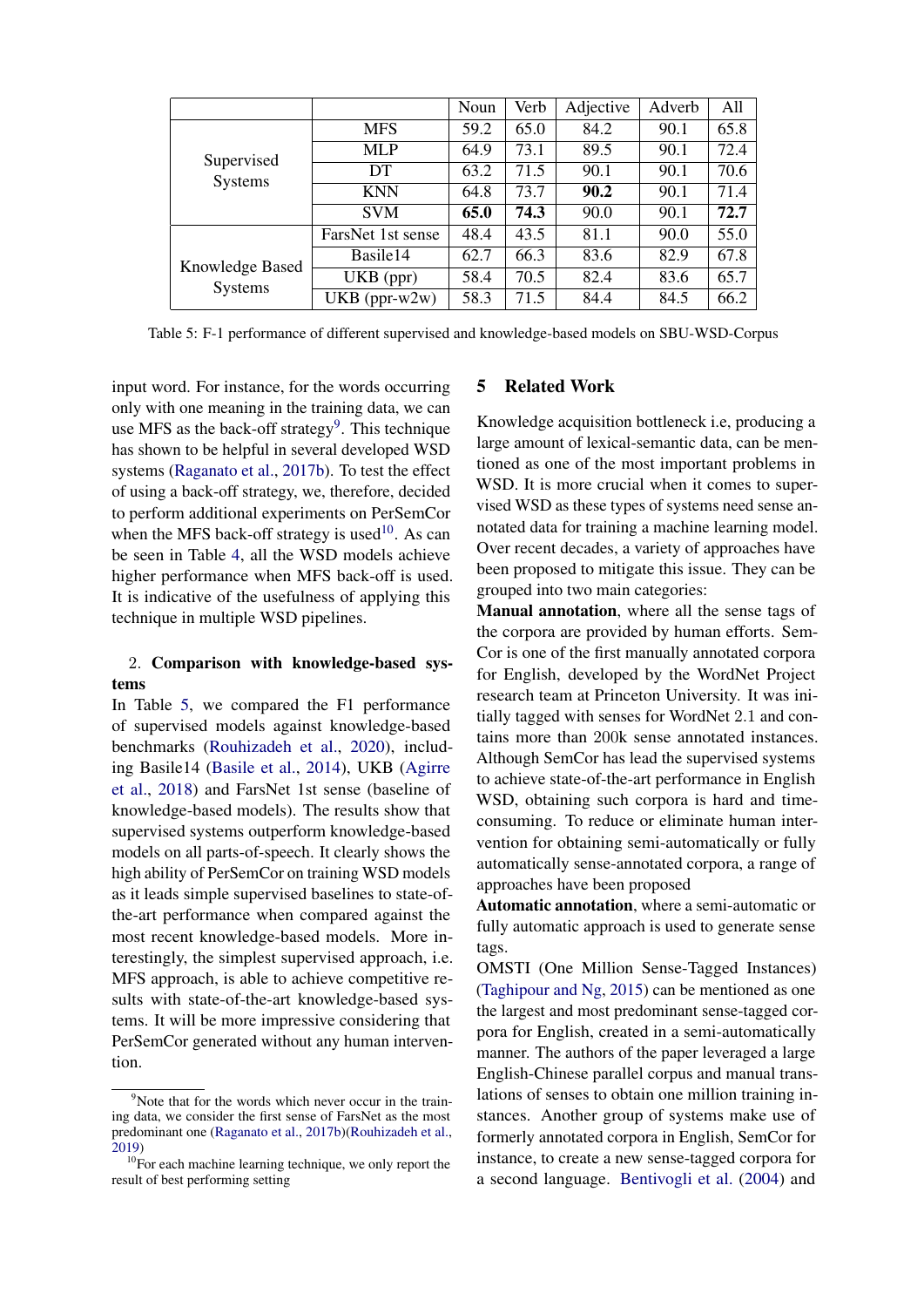| | | Noun | Verb | Adjective | Adverb | All |
|---|---|---|---|---|---|---|
| Supervised Systems | MFS | 59.2 | 65.0 | 84.2 | 90.1 | 65.8 |
| | MLP | 64.9 | 73.1 | 89.5 | 90.1 | 72.4 |
| | DT | 63.2 | 71.5 | 90.1 | 90.1 | 70.6 |
| | KNN | 64.8 | 73.7 | **90.2** | 90.1 | 71.4 |
| | SVM | **65.0** | **74.3** | 90.0 | 90.1 | **72.7** |
| Knowledge Based Systems | FarsNet 1st sense | 48.4 | 43.5 | 81.1 | 90.0 | 55.0 |
| | Basile14 | 62.7 | 66.3 | 83.6 | 82.9 | 67.8 |
| | UKB (ppr) | 58.4 | 70.5 | 82.4 | 83.6 | 65.7 |
| | UKB (ppr-w2w) | 58.3 | 71.5 | 84.4 | 84.5 | 66.2 |

Table 5: F-1 performance of different supervised and knowledge-based models on SBU-WSD-Corpus

input word. For instance, for the words occurring only with one meaning in the training data, we can use MFS as the back-off strategy[9]. This technique has shown to be helpful in several developed WSD systems (Raganato et al., 2017b). To test the effect of using a back-off strategy, we, therefore, decided to perform additional experiments on PerSemCor when the MFS back-off strategy is used[10]. As can be seen in Table 4, all the WSD models achieve higher performance when MFS back-off is used. It is indicative of the usefulness of applying this technique in multiple WSD pipelines.

2. **Comparison with knowledge-based systems**

In Table 5, we compared the F1 performance of supervised models against knowledge-based benchmarks (Rouhizadeh et al., 2020), including Basile14 (Basile et al., 2014), UKB (Agirre et al., 2018) and FarsNet 1st sense (baseline of knowledge-based models). The results show that supervised systems outperform knowledge-based models on all parts-of-speech. It clearly shows the high ability of PerSemCor on training WSD models as it leads simple supervised baselines to state-of-the-art performance when compared against the most recent knowledge-based models. More interestingly, the simplest supervised approach, i.e. MFS approach, is able to achieve competitive results with state-of-the-art knowledge-based systems. It will be more impressive considering that PerSemCor generated without any human intervention.

[9]Note that for the words which never occur in the training data, we consider the first sense of FarsNet as the most predominant one (Raganato et al., 2017b)(Rouhizadeh et al., 2019)

[10]For each machine learning technique, we only report the result of best performing setting

## 5 Related Work

Knowledge acquisition bottleneck i.e, producing a large amount of lexical-semantic data, can be mentioned as one of the most important problems in WSD. It is more crucial when it comes to supervised WSD as these types of systems need sense annotated data for training a machine learning model. Over recent decades, a variety of approaches have been proposed to mitigate this issue. They can be grouped into two main categories:

**Manual annotation**, where all the sense tags of the corpora are provided by human efforts. SemCor is one of the first manually annotated corpora for English, developed by the WordNet Project research team at Princeton University. It was initially tagged with senses for WordNet 2.1 and contains more than 200k sense annotated instances. Although SemCor has lead the supervised systems to achieve state-of-the-art performance in English WSD, obtaining such corpora is hard and time-consuming. To reduce or eliminate human intervention for obtaining semi-automatically or fully automatically sense-annotated corpora, a range of approaches have been proposed

**Automatic annotation**, where a semi-automatic or fully automatic approach is used to generate sense tags.

OMSTI (One Million Sense-Tagged Instances) (Taghipour and Ng, 2015) can be mentioned as one the largest and most predominant sense-tagged corpora for English, created in a semi-automatically manner. The authors of the paper leveraged a large English-Chinese parallel corpus and manual translations of senses to obtain one million training instances. Another group of systems make use of formerly annotated corpora in English, SemCor for instance, to create a new sense-tagged corpora for a second language. Bentivogli et al. (2004) and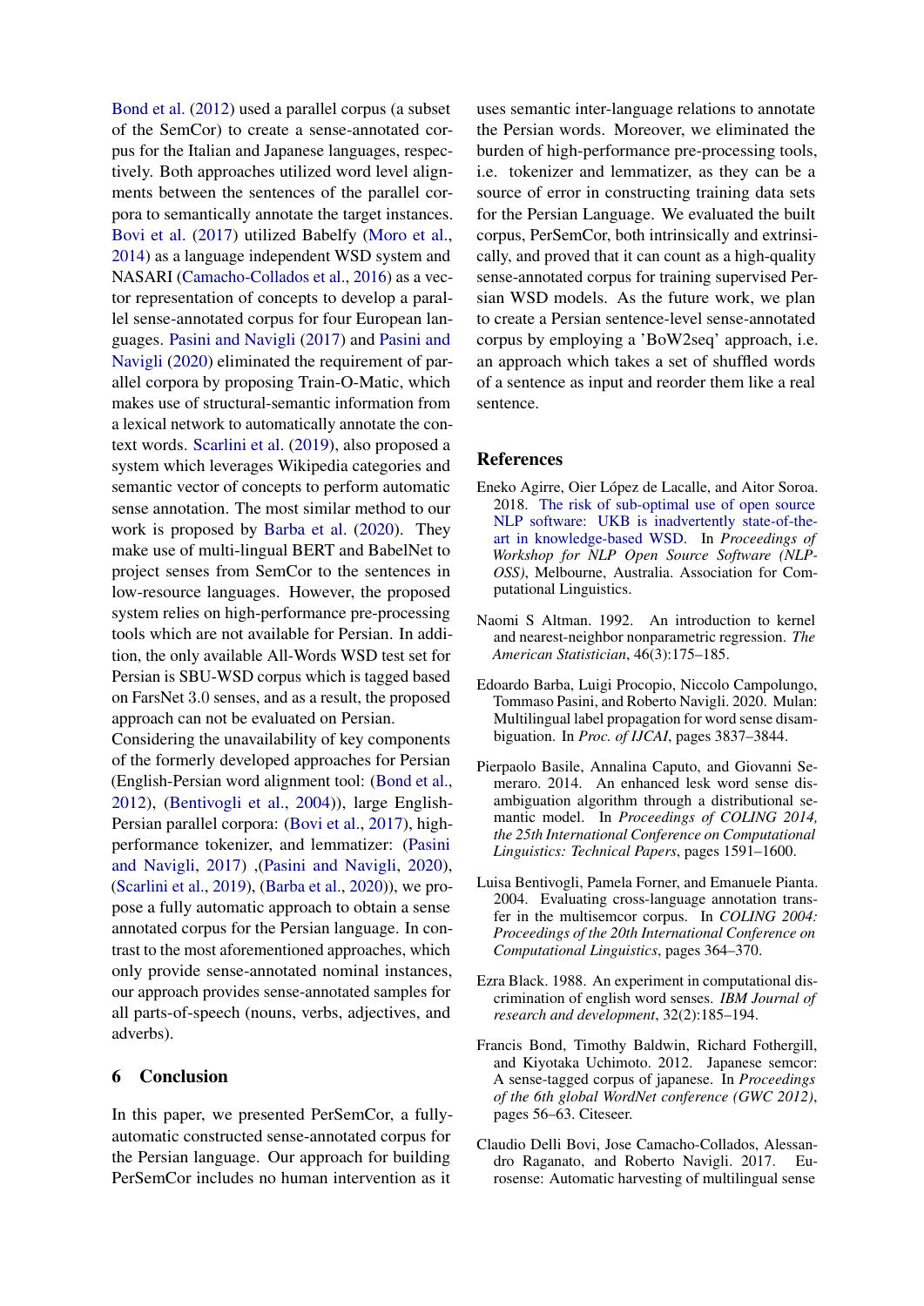Bond et al. (2012) used a parallel corpus (a subset of the SemCor) to create a sense-annotated corpus for the Italian and Japanese languages, respectively. Both approaches utilized word level alignments between the sentences of the parallel corpora to semantically annotate the target instances. Bovi et al. (2017) utilized Babelfy (Moro et al., 2014) as a language independent WSD system and NASARI (Camacho-Collados et al., 2016) as a vector representation of concepts to develop a parallel sense-annotated corpus for four European languages. Pasini and Navigli (2017) and Pasini and Navigli (2020) eliminated the requirement of parallel corpora by proposing Train-O-Matic, which makes use of structural-semantic information from a lexical network to automatically annotate the context words. Scarlini et al. (2019), also proposed a system which leverages Wikipedia categories and semantic vector of concepts to perform automatic sense annotation. The most similar method to our work is proposed by Barba et al. (2020). They make use of multi-lingual BERT and BabelNet to project senses from SemCor to the sentences in low-resource languages. However, the proposed system relies on high-performance pre-processing tools which are not available for Persian. In addition, the only available All-Words WSD test set for Persian is SBU-WSD corpus which is tagged based on FarsNet 3.0 senses, and as a result, the proposed approach can not be evaluated on Persian.

Considering the unavailability of key components of the formerly developed approaches for Persian (English-Persian word alignment tool: (Bond et al., 2012), (Bentivogli et al., 2004)), large English-Persian parallel corpora: (Bovi et al., 2017), high-performance tokenizer, and lemmatizer: (Pasini and Navigli, 2017) ,(Pasini and Navigli, 2020), (Scarlini et al., 2019), (Barba et al., 2020)), we propose a fully automatic approach to obtain a sense annotated corpus for the Persian language. In contrast to the most aforementioned approaches, which only provide sense-annotated nominal instances, our approach provides sense-annotated samples for all parts-of-speech (nouns, verbs, adjectives, and adverbs).

## 6 Conclusion

In this paper, we presented PerSemCor, a fully-automatic constructed sense-annotated corpus for the Persian language. Our approach for building PerSemCor includes no human intervention as it uses semantic inter-language relations to annotate the Persian words. Moreover, we eliminated the burden of high-performance pre-processing tools, i.e. tokenizer and lemmatizer, as they can be a source of error in constructing training data sets for the Persian Language. We evaluated the built corpus, PerSemCor, both intrinsically and extrinsically, and proved that it can count as a high-quality sense-annotated corpus for training supervised Persian WSD models. As the future work, we plan to create a Persian sentence-level sense-annotated corpus by employing a 'BoW2seq' approach, i.e. an approach which takes a set of shuffled words of a sentence as input and reorder them like a real sentence.

## References

Eneko Agirre, Oier López de Lacalle, and Aitor Soroa. 2018. The risk of sub-optimal use of open source NLP software: UKB is inadvertently state-of-the-art in knowledge-based WSD. In *Proceedings of Workshop for NLP Open Source Software (NLP-OSS)*, Melbourne, Australia. Association for Computational Linguistics.

Naomi S Altman. 1992. An introduction to kernel and nearest-neighbor nonparametric regression. *The American Statistician*, 46(3):175–185.

Edoardo Barba, Luigi Procopio, Niccolo Campolungo, Tommaso Pasini, and Roberto Navigli. 2020. Mulan: Multilingual label propagation for word sense disambiguation. In *Proc. of IJCAI*, pages 3837–3844.

Pierpaolo Basile, Annalina Caputo, and Giovanni Semeraro. 2014. An enhanced lesk word sense disambiguation algorithm through a distributional semantic model. In *Proceedings of COLING 2014, the 25th International Conference on Computational Linguistics: Technical Papers*, pages 1591–1600.

Luisa Bentivogli, Pamela Forner, and Emanuele Pianta. 2004. Evaluating cross-language annotation transfer in the multisemcor corpus. In *COLING 2004: Proceedings of the 20th International Conference on Computational Linguistics*, pages 364–370.

Ezra Black. 1988. An experiment in computational discrimination of english word senses. *IBM Journal of research and development*, 32(2):185–194.

Francis Bond, Timothy Baldwin, Richard Fothergill, and Kiyotaka Uchimoto. 2012. Japanese semcor: A sense-tagged corpus of japanese. In *Proceedings of the 6th global WordNet conference (GWC 2012)*, pages 56–63. Citeseer.

Claudio Delli Bovi, Jose Camacho-Collados, Alessandro Raganato, and Roberto Navigli. 2017. Eurosense: Automatic harvesting of multilingual sense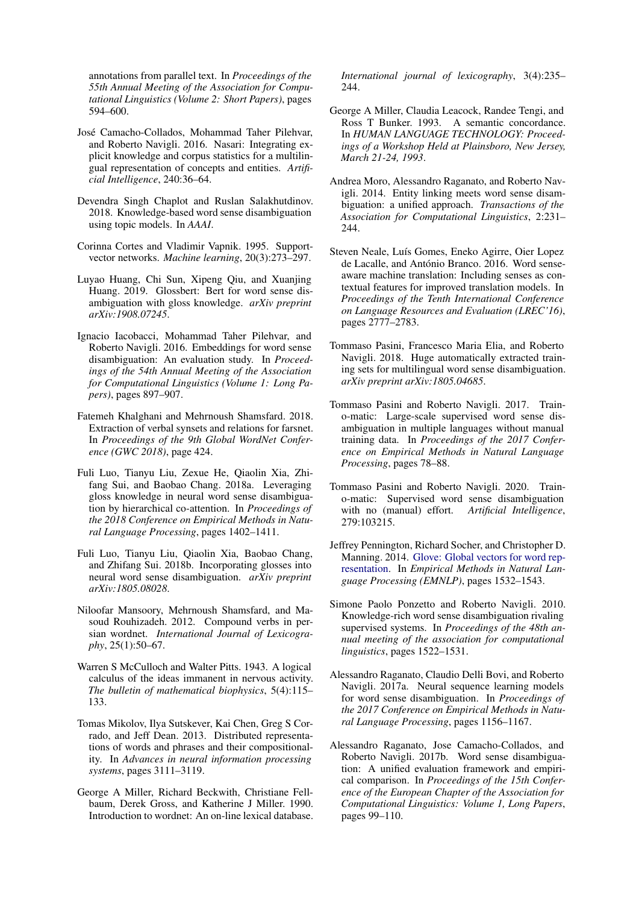annotations from parallel text. In *Proceedings of the 55th Annual Meeting of the Association for Computational Linguistics (Volume 2: Short Papers)*, pages 594–600.

José Camacho-Collados, Mohammad Taher Pilehvar, and Roberto Navigli. 2016. Nasari: Integrating explicit knowledge and corpus statistics for a multilingual representation of concepts and entities. *Artificial Intelligence*, 240:36–64.

Devendra Singh Chaplot and Ruslan Salakhutdinov. 2018. Knowledge-based word sense disambiguation using topic models. In *AAAI*.

Corinna Cortes and Vladimir Vapnik. 1995. Support-vector networks. *Machine learning*, 20(3):273–297.

Luyao Huang, Chi Sun, Xipeng Qiu, and Xuanjing Huang. 2019. Glossbert: Bert for word sense disambiguation with gloss knowledge. *arXiv preprint arXiv:1908.07245*.

Ignacio Iacobacci, Mohammad Taher Pilehvar, and Roberto Navigli. 2016. Embeddings for word sense disambiguation: An evaluation study. In *Proceedings of the 54th Annual Meeting of the Association for Computational Linguistics (Volume 1: Long Papers)*, pages 897–907.

Fatemeh Khalghani and Mehrnoush Shamsfard. 2018. Extraction of verbal synsets and relations for farsnet. In *Proceedings of the 9th Global WordNet Conference (GWC 2018)*, page 424.

Fuli Luo, Tianyu Liu, Zexue He, Qiaolin Xia, Zhifang Sui, and Baobao Chang. 2018a. Leveraging gloss knowledge in neural word sense disambiguation by hierarchical co-attention. In *Proceedings of the 2018 Conference on Empirical Methods in Natural Language Processing*, pages 1402–1411.

Fuli Luo, Tianyu Liu, Qiaolin Xia, Baobao Chang, and Zhifang Sui. 2018b. Incorporating glosses into neural word sense disambiguation. *arXiv preprint arXiv:1805.08028*.

Niloofar Mansoory, Mehrnoush Shamsfard, and Masoud Rouhizadeh. 2012. Compound verbs in persian wordnet. *International Journal of Lexicography*, 25(1):50–67.

Warren S McCulloch and Walter Pitts. 1943. A logical calculus of the ideas immanent in nervous activity. *The bulletin of mathematical biophysics*, 5(4):115–133.

Tomas Mikolov, Ilya Sutskever, Kai Chen, Greg S Corrado, and Jeff Dean. 2013. Distributed representations of words and phrases and their compositionality. In *Advances in neural information processing systems*, pages 3111–3119.

George A Miller, Richard Beckwith, Christiane Fellbaum, Derek Gross, and Katherine J Miller. 1990. Introduction to wordnet: An on-line lexical database. *International journal of lexicography*, 3(4):235–244.

George A Miller, Claudia Leacock, Randee Tengi, and Ross T Bunker. 1993. A semantic concordance. In *HUMAN LANGUAGE TECHNOLOGY: Proceedings of a Workshop Held at Plainsboro, New Jersey, March 21-24, 1993*.

Andrea Moro, Alessandro Raganato, and Roberto Navigli. 2014. Entity linking meets word sense disambiguation: a unified approach. *Transactions of the Association for Computational Linguistics*, 2:231–244.

Steven Neale, Luís Gomes, Eneko Agirre, Oier Lopez de Lacalle, and António Branco. 2016. Word sense-aware machine translation: Including senses as contextual features for improved translation models. In *Proceedings of the Tenth International Conference on Language Resources and Evaluation (LREC'16)*, pages 2777–2783.

Tommaso Pasini, Francesco Maria Elia, and Roberto Navigli. 2018. Huge automatically extracted training sets for multilingual word sense disambiguation. *arXiv preprint arXiv:1805.04685*.

Tommaso Pasini and Roberto Navigli. 2017. Train-o-matic: Large-scale supervised word sense disambiguation in multiple languages without manual training data. In *Proceedings of the 2017 Conference on Empirical Methods in Natural Language Processing*, pages 78–88.

Tommaso Pasini and Roberto Navigli. 2020. Train-o-matic: Supervised word sense disambiguation with no (manual) effort. *Artificial Intelligence*, 279:103215.

Jeffrey Pennington, Richard Socher, and Christopher D. Manning. 2014. Glove: Global vectors for word representation. In *Empirical Methods in Natural Language Processing (EMNLP)*, pages 1532–1543.

Simone Paolo Ponzetto and Roberto Navigli. 2010. Knowledge-rich word sense disambiguation rivaling supervised systems. In *Proceedings of the 48th annual meeting of the association for computational linguistics*, pages 1522–1531.

Alessandro Raganato, Claudio Delli Bovi, and Roberto Navigli. 2017a. Neural sequence learning models for word sense disambiguation. In *Proceedings of the 2017 Conference on Empirical Methods in Natural Language Processing*, pages 1156–1167.

Alessandro Raganato, Jose Camacho-Collados, and Roberto Navigli. 2017b. Word sense disambiguation: A unified evaluation framework and empirical comparison. In *Proceedings of the 15th Conference of the European Chapter of the Association for Computational Linguistics: Volume 1, Long Papers*, pages 99–110.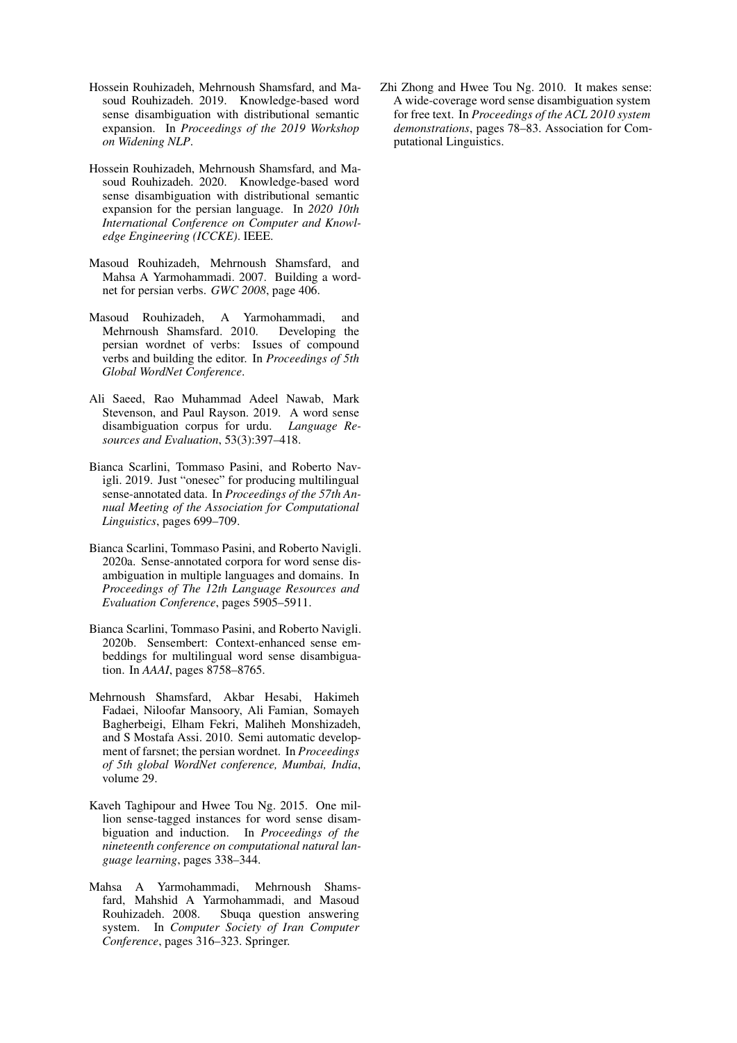Hossein Rouhizadeh, Mehrnoush Shamsfard, and Masoud Rouhizadeh. 2019. Knowledge-based word sense disambiguation with distributional semantic expansion. In *Proceedings of the 2019 Workshop on Widening NLP*.

Hossein Rouhizadeh, Mehrnoush Shamsfard, and Masoud Rouhizadeh. 2020. Knowledge-based word sense disambiguation with distributional semantic expansion for the persian language. In *2020 10th International Conference on Computer and Knowledge Engineering (ICCKE)*. IEEE.

Masoud Rouhizadeh, Mehrnoush Shamsfard, and Mahsa A Yarmohammadi. 2007. Building a wordnet for persian verbs. *GWC 2008*, page 406.

Masoud Rouhizadeh, A Yarmohammadi, and Mehrnoush Shamsfard. 2010. Developing the persian wordnet of verbs: Issues of compound verbs and building the editor. In *Proceedings of 5th Global WordNet Conference*.

Ali Saeed, Rao Muhammad Adeel Nawab, Mark Stevenson, and Paul Rayson. 2019. A word sense disambiguation corpus for urdu. *Language Resources and Evaluation*, 53(3):397–418.

Bianca Scarlini, Tommaso Pasini, and Roberto Navigli. 2019. Just "onesec" for producing multilingual sense-annotated data. In *Proceedings of the 57th Annual Meeting of the Association for Computational Linguistics*, pages 699–709.

Bianca Scarlini, Tommaso Pasini, and Roberto Navigli. 2020a. Sense-annotated corpora for word sense disambiguation in multiple languages and domains. In *Proceedings of The 12th Language Resources and Evaluation Conference*, pages 5905–5911.

Bianca Scarlini, Tommaso Pasini, and Roberto Navigli. 2020b. Sensembert: Context-enhanced sense embeddings for multilingual word sense disambiguation. In *AAAI*, pages 8758–8765.

Mehrnoush Shamsfard, Akbar Hesabi, Hakimeh Fadaei, Niloofar Mansoory, Ali Famian, Somayeh Bagherbeigi, Elham Fekri, Maliheh Monshizadeh, and S Mostafa Assi. 2010. Semi automatic development of farsnet; the persian wordnet. In *Proceedings of 5th global WordNet conference, Mumbai, India*, volume 29.

Kaveh Taghipour and Hwee Tou Ng. 2015. One million sense-tagged instances for word sense disambiguation and induction. In *Proceedings of the nineteenth conference on computational natural language learning*, pages 338–344.

Mahsa A Yarmohammadi, Mehrnoush Shamsfard, Mahshid A Yarmohammadi, and Masoud Rouhizadeh. 2008. Sbuqa question answering system. In *Computer Society of Iran Computer Conference*, pages 316–323. Springer.

Zhi Zhong and Hwee Tou Ng. 2010. It makes sense: A wide-coverage word sense disambiguation system for free text. In *Proceedings of the ACL 2010 system demonstrations*, pages 78–83. Association for Computational Linguistics.